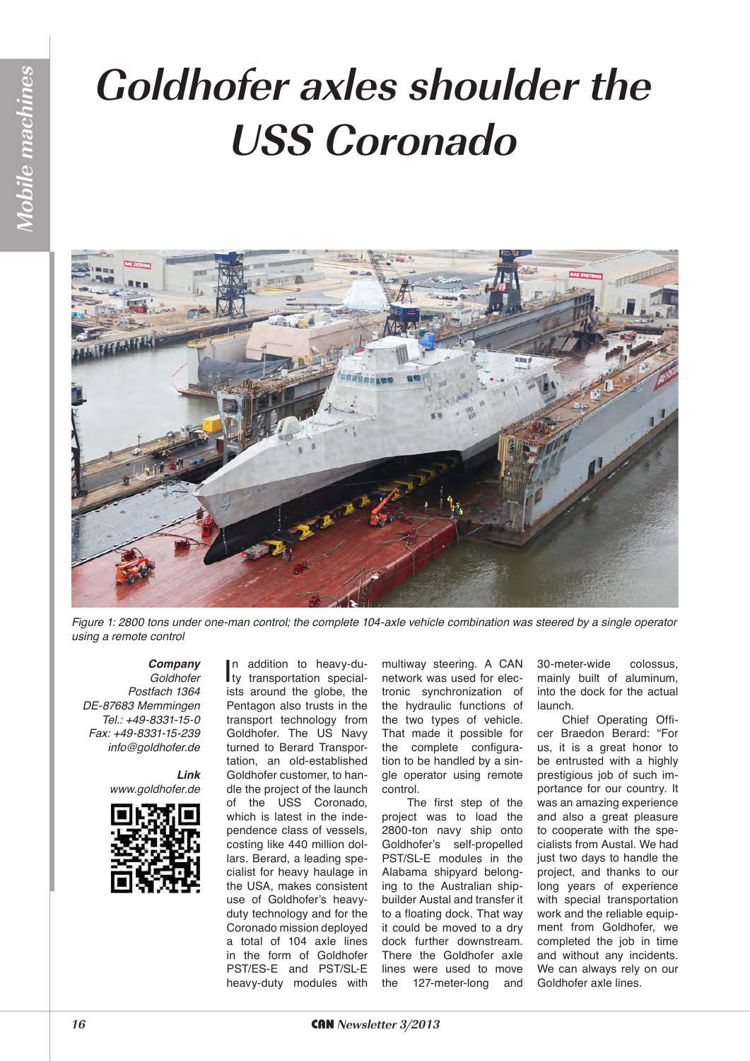# Goldhofer axles shoulder the USS Coronado

*Figure 1: 2800 tons under one-man control; the complete 104-axle vehicle combination was steered by a single operator using a remote control*

***Company***
*Goldhofer*
*Postfach 1364*
*DE-87683 Memmingen*
*Tel.: +49-8331-15-0*
*Fax: +49-8331-15-239*
*info@goldhofer.de*

***Link***
*www.goldhofer.de*

In addition to heavy-duty transportation specialists around the globe, the Pentagon also trusts in the transport technology from Goldhofer. The US Navy turned to Berard Transportation, an old-established Goldhofer customer, to handle the project of the launch of the USS Coronado, which is latest in the independence class of vessels, costing like 440 million dollars. Berard, a leading specialist for heavy haulage in the USA, makes consistent use of Goldhofer's heavy-duty technology and for the Coronado mission deployed a total of 104 axle lines in the form of Goldhofer PST/ES-E and PST/SL-E heavy-duty modules with multiway steering. A CAN network was used for electronic synchronization of the hydraulic functions of the two types of vehicle. That made it possible for the complete configuration to be handled by a single operator using remote control.

The first step of the project was to load the 2800-ton navy ship onto Goldhofer's self-propelled PST/SL-E modules in the Alabama shipyard belonging to the Australian shipbuilder Austal and transfer it to a floating dock. That way it could be moved to a dry dock further downstream. There the Goldhofer axle lines were used to move the 127-meter-long and 30-meter-wide colossus, mainly built of aluminum, into the dock for the actual launch.

Chief Operating Officer Braedon Berard: "For us, it is a great honor to be entrusted with a highly prestigious job of such importance for our country. It was an amazing experience and also a great pleasure to cooperate with the specialists from Austal. We had just two days to handle the project, and thanks to our long years of experience with special transportation work and the reliable equipment from Goldhofer, we completed the job in time and without any incidents. We can always rely on our Goldhofer axle lines.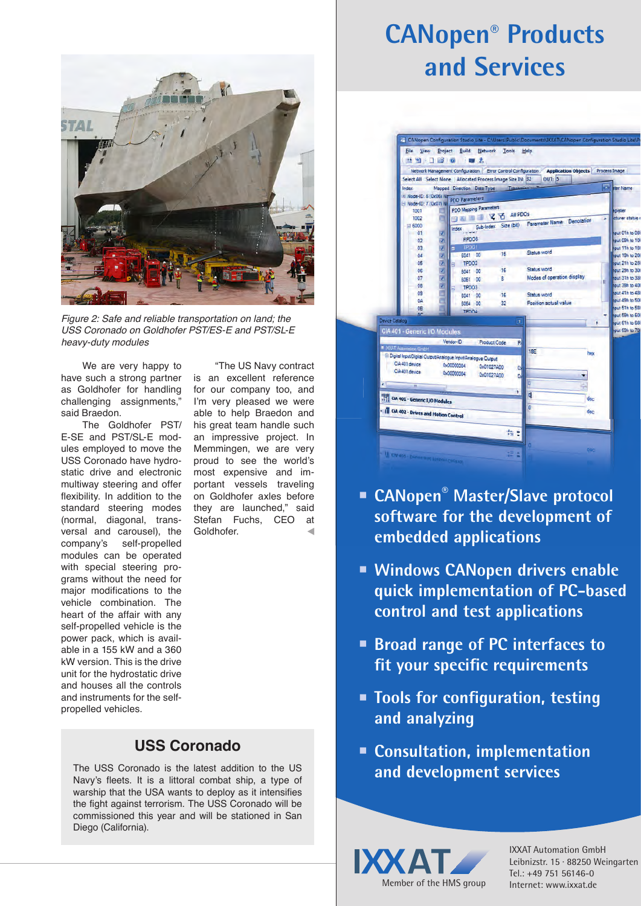*Figure 2: Safe and reliable transportation on land; the USS Coronado on Goldhofer PST/ES-E and PST/SL-E heavy-duty modules*

We are very happy to have such a strong partner as Goldhofer for handling challenging assignments," said Braedon.

The Goldhofer PST/E-SE and PST/SL-E modules employed to move the USS Coronado have hydrostatic drive and electronic multiway steering and offer flexibility. In addition to the standard steering modes (normal, diagonal, transversal and carousel), the company's self-propelled modules can be operated with special steering programs without the need for major modifications to the vehicle combination. The heart of the affair with any self-propelled vehicle is the power pack, which is available in a 155 kW and a 360 kW version. This is the drive unit for the hydrostatic drive and houses all the controls and instruments for the self-propelled vehicles.

"The US Navy contract is an excellent reference for our company too, and I'm very pleased we were able to help Braedon and his great team handle such an impressive project. In Memmingen, we are very proud to see the world's most expensive and important vessels traveling on Goldhofer axles before they are launched," said Stefan Fuchs, CEO at Goldhofer. ◀

## USS Coronado

The USS Coronado is the latest addition to the US Navy's fleets. It is a littoral combat ship, a type of warship that the USA wants to deploy as it intensifies the fight against terrorism. The USS Coronado will be commissioned this year and will be stationed in San Diego (California).

# CANopen® Products and Services

- CANopen® Master/Slave protocol software for the development of embedded applications
- Windows CANopen drivers enable quick implementation of PC-based control and test applications
- Broad range of PC interfaces to fit your specific requirements
- Tools for configuration, testing and analyzing
- Consultation, implementation and development services

IXXAT
Member of the HMS group

IXXAT Automation GmbH
Leibnizstr. 15 · 88250 Weingarten
Tel.: +49 751 56146-0
Internet: www.ixxat.de